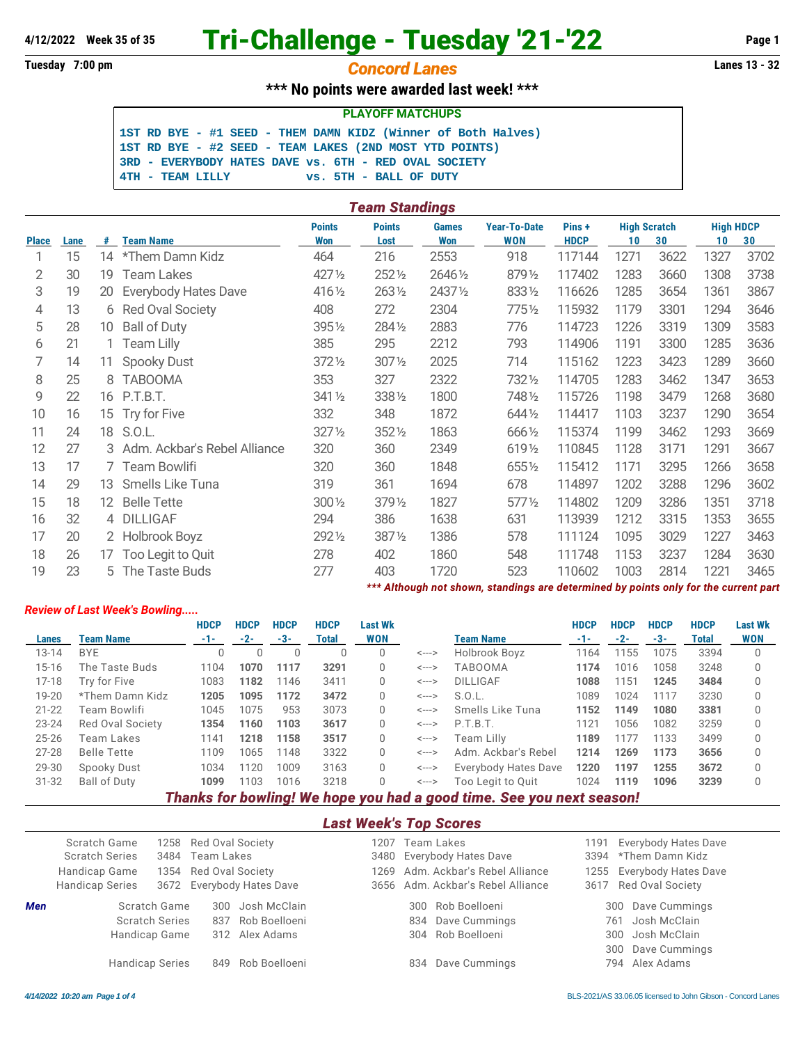4/12/2022 Week 35 of 35

# Tri-Challenge - Tuesday '21-'22

Tuesday 7:00 pm

## Concord Lanes

Lanes 13 - 32

**\*\*\* No points were awarded last week! \*\*\***

**PLAYOFF MATCHUPS**

```
1ST RD BYE - #1 SEED - THEM DAMN KIDZ (Winner of Both Halves)
1ST RD BYE - #2 SEED - TEAM LAKES (2ND MOST YTD POINTS)
3RD - EVERYBODY HATES DAVE vs. 6TH - RED OVAL SOCIETY
4TH - TEAM LILLY           vs. 5TH - BALL OF DUTY
```

### Team Standings

| Place | Lane | # | Team Name | Points Won | Points Lost | Games Won | Year-To-Date WON | Pins + HDCP | High Scratch 10 | High Scratch 30 | High HDCP 10 | High HDCP 30 |
|---|---|---|---|---|---|---|---|---|---|---|---|---|
| 1 | 15 | 14 | *Them Damn Kidz | 464 | 216 | 2553 | 918 | 117144 | 1271 | 3622 | 1327 | 3702 |
| 2 | 30 | 19 | Team Lakes | 427½ | 252½ | 2646½ | 879½ | 117402 | 1283 | 3660 | 1308 | 3738 |
| 3 | 19 | 20 | Everybody Hates Dave | 416½ | 263½ | 2437½ | 833½ | 116626 | 1285 | 3654 | 1361 | 3867 |
| 4 | 13 | 6 | Red Oval Society | 408 | 272 | 2304 | 775½ | 115932 | 1179 | 3301 | 1294 | 3646 |
| 5 | 28 | 10 | Ball of Duty | 395½ | 284½ | 2883 | 776 | 114723 | 1226 | 3319 | 1309 | 3583 |
| 6 | 21 | 1 | Team Lilly | 385 | 295 | 2212 | 793 | 114906 | 1191 | 3300 | 1285 | 3636 |
| 7 | 14 | 11 | Spooky Dust | 372½ | 307½ | 2025 | 714 | 115162 | 1223 | 3423 | 1289 | 3660 |
| 8 | 25 | 8 | TABOOMA | 353 | 327 | 2322 | 732½ | 114705 | 1283 | 3462 | 1347 | 3653 |
| 9 | 22 | 16 | P.T.B.T. | 341½ | 338½ | 1800 | 748½ | 115726 | 1198 | 3479 | 1268 | 3680 |
| 10 | 16 | 15 | Try for Five | 332 | 348 | 1872 | 644½ | 114417 | 1103 | 3237 | 1290 | 3654 |
| 11 | 24 | 18 | S.O.L. | 327½ | 352½ | 1863 | 666½ | 115374 | 1199 | 3462 | 1293 | 3669 |
| 12 | 27 | 3 | Adm. Ackbar's Rebel Alliance | 320 | 360 | 2349 | 619½ | 110845 | 1128 | 3171 | 1291 | 3667 |
| 13 | 17 | 7 | Team Bowlifi | 320 | 360 | 1848 | 655½ | 115412 | 1171 | 3295 | 1266 | 3658 |
| 14 | 29 | 13 | Smells Like Tuna | 319 | 361 | 1694 | 678 | 114897 | 1202 | 3288 | 1296 | 3602 |
| 15 | 18 | 12 | Belle Tette | 300½ | 379½ | 1827 | 577½ | 114802 | 1209 | 3286 | 1351 | 3718 |
| 16 | 32 | 4 | DILLIGAF | 294 | 386 | 1638 | 631 | 113939 | 1212 | 3315 | 1353 | 3655 |
| 17 | 20 | 2 | Holbrook Boyz | 292½ | 387½ | 1386 | 578 | 111124 | 1095 | 3029 | 1227 | 3463 |
| 18 | 26 | 17 | Too Legit to Quit | 278 | 402 | 1860 | 548 | 111748 | 1153 | 3237 | 1284 | 3630 |
| 19 | 23 | 5 | The Taste Buds | 277 | 403 | 1720 | 523 | 110602 | 1003 | 2814 | 1221 | 3465 |

*\*\*\* Although not shown, standings are determined by points only for the current part*

### *Review of Last Week's Bowling.....*

| Lanes | Team Name | HDCP -1- | HDCP -2- | HDCP -3- | HDCP Total | Last Wk WON | | Team Name | HDCP -1- | HDCP -2- | HDCP -3- | HDCP Total | Last Wk WON |
|---|---|---|---|---|---|---|---|---|---|---|---|---|---|
| 13-14 | BYE | 0 | 0 | 0 | 0 | 0 | <---> | Holbrook Boyz | 1164 | 1155 | 1075 | 3394 | 0 |
| 15-16 | The Taste Buds | 1104 | **1070** | **1117** | **3291** | 0 | <---> | TABOOMA | **1174** | 1016 | 1058 | 3248 | 0 |
| 17-18 | Try for Five | 1083 | **1182** | 1146 | 3411 | 0 | <---> | DILLIGAF | **1088** | 1151 | **1245** | **3484** | 0 |
| 19-20 | *Them Damn Kidz | **1205** | **1095** | **1172** | **3472** | 0 | <---> | S.O.L. | 1089 | 1024 | 1117 | 3230 | 0 |
| 21-22 | Team Bowlifi | 1045 | 1075 | 953 | 3073 | 0 | <---> | Smells Like Tuna | **1152** | **1149** | **1080** | **3381** | 0 |
| 23-24 | Red Oval Society | **1354** | **1160** | **1103** | **3617** | 0 | <---> | P.T.B.T. | 1121 | 1056 | 1082 | 3259 | 0 |
| 25-26 | Team Lakes | 1141 | **1218** | **1158** | **3517** | 0 | <---> | Team Lilly | **1189** | 1177 | 1133 | 3499 | 0 |
| 27-28 | Belle Tette | 1109 | 1065 | 1148 | 3322 | 0 | <---> | Adm. Ackbar's Rebel | **1214** | **1269** | **1173** | **3656** | 0 |
| 29-30 | Spooky Dust | 1034 | 1120 | 1009 | 3163 | 0 | <---> | Everybody Hates Dave | **1220** | **1197** | **1255** | **3672** | 0 |
| 31-32 | Ball of Duty | **1099** | 1103 | 1016 | 3218 | 0 | <---> | Too Legit to Quit | 1024 | **1119** | **1096** | **3239** | 0 |

***Thanks for bowling! We hope you had a good time. See you next season!***

### *Last Week's Top Scores*

| | | | | | | |
|---|---|---|---|---|---|---|
| Scratch Game | 1258 | Red Oval Society | 1207 | Team Lakes | 1191 | Everybody Hates Dave |
| Scratch Series | 3484 | Team Lakes | 3480 | Everybody Hates Dave | 3394 | *Them Damn Kidz |
| Handicap Game | 1354 | Red Oval Society | 1269 | Adm. Ackbar's Rebel Alliance | 1255 | Everybody Hates Dave |
| Handicap Series | 3672 | Everybody Hates Dave | 3656 | Adm. Ackbar's Rebel Alliance | 3617 | Red Oval Society |

**Men**

| | | | | | | |
|---|---|---|---|---|---|---|
| Scratch Game | 300 | Josh McClain | 300 | Rob Boelloeni | 300 | Dave Cummings |
| Scratch Series | 837 | Rob Boelloeni | 834 | Dave Cummings | 761 | Josh McClain |
| Handicap Game | 312 | Alex Adams | 304 | Rob Boelloeni | 300 | Josh McClain |
| | | | | | 300 | Dave Cummings |
| Handicap Series | 849 | Rob Boelloeni | 834 | Dave Cummings | 794 | Alex Adams |

4/14/2022 10:20 am

BLS-2021/AS 33.06.05 licensed to John Gibson - Concord Lanes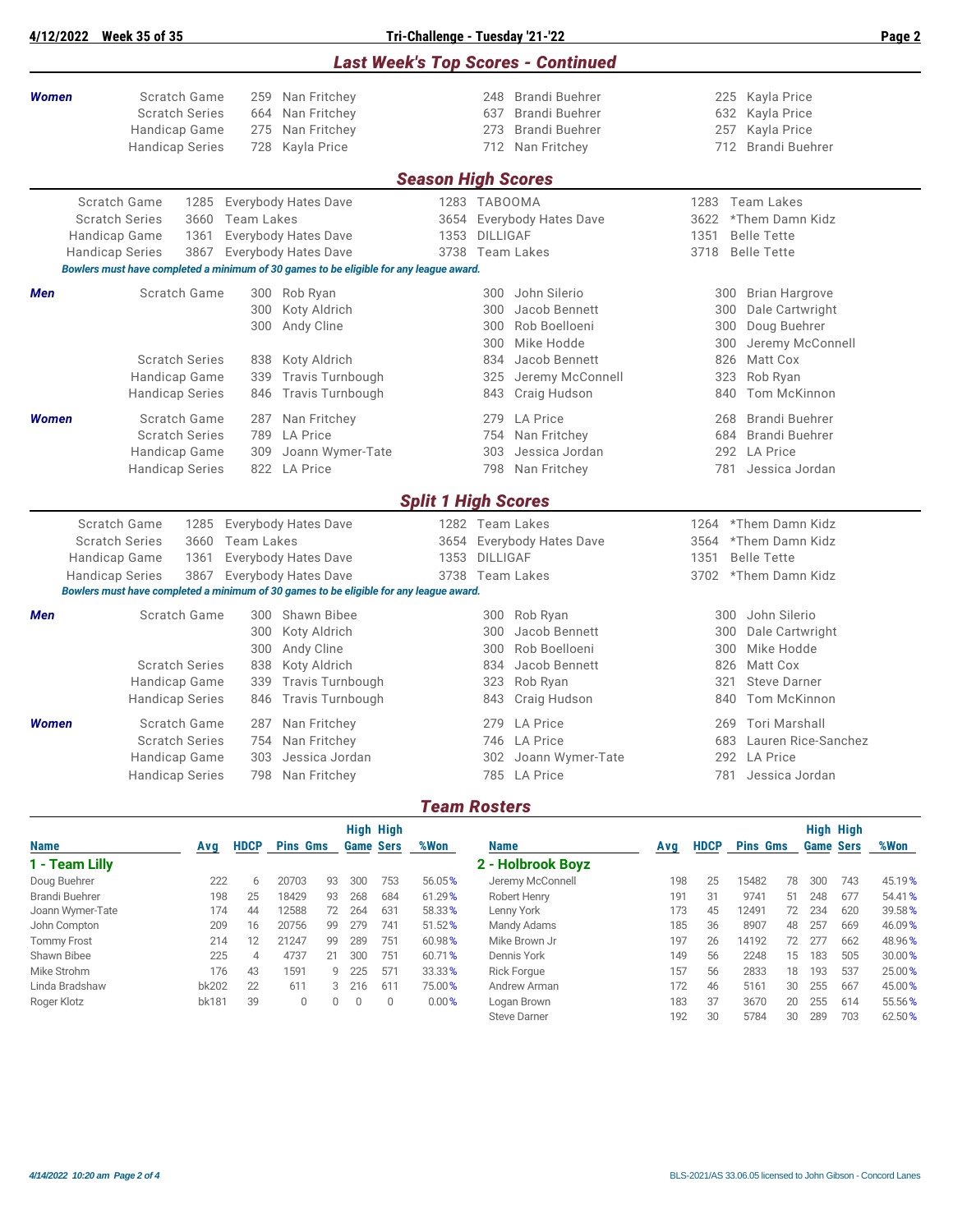## Last Week's Top Scores - Continued

| | | | | |
|---|---|---|---|---|
| **Women** | Scratch Game | 259 Nan Fritchey | 248 Brandi Buehrer | 225 Kayla Price |
| | Scratch Series | 664 Nan Fritchey | 637 Brandi Buehrer | 632 Kayla Price |
| | Handicap Game | 275 Nan Fritchey | 273 Brandi Buehrer | 257 Kayla Price |
| | Handicap Series | 728 Kayla Price | 712 Nan Fritchey | 712 Brandi Buehrer |

## Season High Scores

| | | | |
|---|---|---|---|
| Scratch Game | 1285 Everybody Hates Dave | 1283 TABOOMA | 1283 Team Lakes |
| Scratch Series | 3660 Team Lakes | 3654 Everybody Hates Dave | 3622 *Them Damn Kidz |
| Handicap Game | 1361 Everybody Hates Dave | 1353 DILLIGAF | 1351 Belle Tette |
| Handicap Series | 3867 Everybody Hates Dave | 3738 Team Lakes | 3718 Belle Tette |

*Bowlers must have completed a minimum of 30 games to be eligible for any league award.*

| | | | | |
|---|---|---|---|---|
| **Men** | Scratch Game | 300 Rob Ryan | 300 John Silerio | 300 Brian Hargrove |
| | | 300 Koty Aldrich | 300 Jacob Bennett | 300 Dale Cartwright |
| | | 300 Andy Cline | 300 Rob Boelloeni | 300 Doug Buehrer |
| | | | 300 Mike Hodde | 300 Jeremy McConnell |
| | Scratch Series | 838 Koty Aldrich | 834 Jacob Bennett | 826 Matt Cox |
| | Handicap Game | 339 Travis Turnbough | 325 Jeremy McConnell | 323 Rob Ryan |
| | Handicap Series | 846 Travis Turnbough | 843 Craig Hudson | 840 Tom McKinnon |
| **Women** | Scratch Game | 287 Nan Fritchey | 279 LA Price | 268 Brandi Buehrer |
| | Scratch Series | 789 LA Price | 754 Nan Fritchey | 684 Brandi Buehrer |
| | Handicap Game | 309 Joann Wymer-Tate | 303 Jessica Jordan | 292 LA Price |
| | Handicap Series | 822 LA Price | 798 Nan Fritchey | 781 Jessica Jordan |

## Split 1 High Scores

| | | | |
|---|---|---|---|
| Scratch Game | 1285 Everybody Hates Dave | 1282 Team Lakes | 1264 *Them Damn Kidz |
| Scratch Series | 3660 Team Lakes | 3654 Everybody Hates Dave | 3564 *Them Damn Kidz |
| Handicap Game | 1361 Everybody Hates Dave | 1353 DILLIGAF | 1351 Belle Tette |
| Handicap Series | 3867 Everybody Hates Dave | 3738 Team Lakes | 3702 *Them Damn Kidz |

*Bowlers must have completed a minimum of 30 games to be eligible for any league award.*

| | | | | |
|---|---|---|---|---|
| **Men** | Scratch Game | 300 Shawn Bibee | 300 Rob Ryan | 300 John Silerio |
| | | 300 Koty Aldrich | 300 Jacob Bennett | 300 Dale Cartwright |
| | | 300 Andy Cline | 300 Rob Boelloeni | 300 Mike Hodde |
| | Scratch Series | 838 Koty Aldrich | 834 Jacob Bennett | 826 Matt Cox |
| | Handicap Game | 339 Travis Turnbough | 323 Rob Ryan | 321 Steve Darner |
| | Handicap Series | 846 Travis Turnbough | 843 Craig Hudson | 840 Tom McKinnon |
| **Women** | Scratch Game | 287 Nan Fritchey | 279 LA Price | 269 Tori Marshall |
| | Scratch Series | 754 Nan Fritchey | 746 LA Price | 683 Lauren Rice-Sanchez |
| | Handicap Game | 303 Jessica Jordan | 302 Joann Wymer-Tate | 292 LA Price |
| | Handicap Series | 798 Nan Fritchey | 785 LA Price | 781 Jessica Jordan |

## Team Rosters

### 1 - Team Lilly

| Name | Avg | HDCP | Pins | Gms | High Game | High Sers | %Won |
|---|---|---|---|---|---|---|---|
| Doug Buehrer | 222 | 6 | 20703 | 93 | 300 | 753 | 56.05% |
| Brandi Buehrer | 198 | 25 | 18429 | 93 | 268 | 684 | 61.29% |
| Joann Wymer-Tate | 174 | 44 | 12588 | 72 | 264 | 631 | 58.33% |
| John Compton | 209 | 16 | 20756 | 99 | 279 | 741 | 51.52% |
| Tommy Frost | 214 | 12 | 21247 | 99 | 289 | 751 | 60.98% |
| Shawn Bibee | 225 | 4 | 4737 | 21 | 300 | 751 | 60.71% |
| Mike Strohm | 176 | 43 | 1591 | 9 | 225 | 571 | 33.33% |
| Linda Bradshaw | bk202 | 22 | 611 | 3 | 216 | 611 | 75.00% |
| Roger Klotz | bk181 | 39 | 0 | 0 | 0 | 0 | 0.00% |

### 2 - Holbrook Boyz

| Name | Avg | HDCP | Pins | Gms | High Game | High Sers | %Won |
|---|---|---|---|---|---|---|---|
| Jeremy McConnell | 198 | 25 | 15482 | 78 | 300 | 743 | 45.19% |
| Robert Henry | 191 | 31 | 9741 | 51 | 248 | 677 | 54.41% |
| Lenny York | 173 | 45 | 12491 | 72 | 234 | 620 | 39.58% |
| Mandy Adams | 185 | 36 | 8907 | 48 | 257 | 669 | 46.09% |
| Mike Brown Jr | 197 | 26 | 14192 | 72 | 277 | 662 | 48.96% |
| Dennis York | 149 | 56 | 2248 | 15 | 183 | 505 | 30.00% |
| Rick Forgue | 157 | 56 | 2833 | 18 | 193 | 537 | 25.00% |
| Andrew Arman | 172 | 46 | 5161 | 30 | 255 | 667 | 45.00% |
| Logan Brown | 183 | 37 | 3670 | 20 | 255 | 614 | 55.56% |
| Steve Darner | 192 | 30 | 5784 | 30 | 289 | 703 | 62.50% |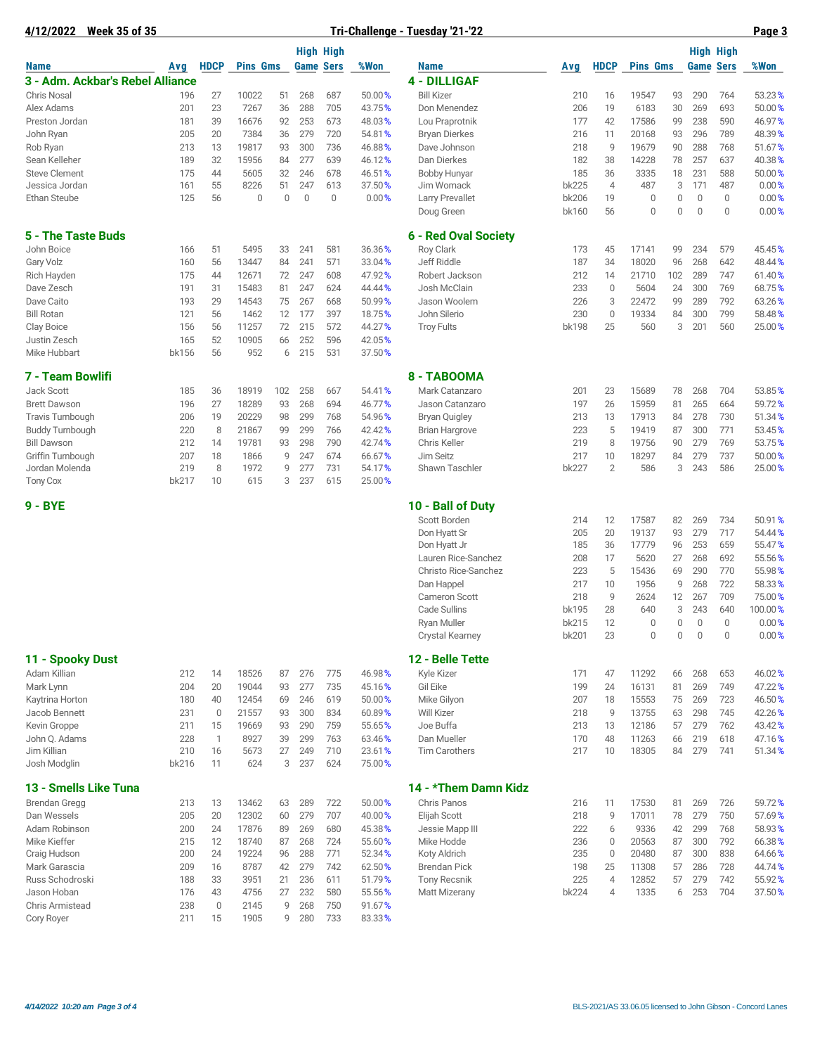**4/12/2022 Week 35 of 35** — **Tri-Challenge - Tuesday '21-'22**

## 3 - Adm. Ackbar's Rebel Alliance

| Name | Avg | HDCP | Pins | Gms | High Game | High Sers | %Won |
|---|---|---|---|---|---|---|---|
| Chris Nosal | 196 | 27 | 10022 | 51 | 268 | 687 | 50.00% |
| Alex Adams | 201 | 23 | 7267 | 36 | 288 | 705 | 43.75% |
| Preston Jordan | 181 | 39 | 16676 | 92 | 253 | 673 | 48.03% |
| John Ryan | 205 | 20 | 7384 | 36 | 279 | 720 | 54.81% |
| Rob Ryan | 213 | 13 | 19817 | 93 | 300 | 736 | 46.88% |
| Sean Kelleher | 189 | 32 | 15956 | 84 | 277 | 639 | 46.12% |
| Steve Clement | 175 | 44 | 5605 | 32 | 246 | 678 | 46.51% |
| Jessica Jordan | 161 | 55 | 8226 | 51 | 247 | 613 | 37.50% |
| Ethan Steube | 125 | 56 | 0 | 0 | 0 | 0 | 0.00% |

## 4 - DILLIGAF

| Name | Avg | HDCP | Pins | Gms | High Game | High Sers | %Won |
|---|---|---|---|---|---|---|---|
| Bill Kizer | 210 | 16 | 19547 | 93 | 290 | 764 | 53.23% |
| Don Menendez | 206 | 19 | 6183 | 30 | 269 | 693 | 50.00% |
| Lou Praprotnik | 177 | 42 | 17586 | 99 | 238 | 590 | 46.97% |
| Bryan Dierkes | 216 | 11 | 20168 | 93 | 296 | 789 | 48.39% |
| Dave Johnson | 218 | 9 | 19679 | 90 | 288 | 768 | 51.67% |
| Dan Dierkes | 182 | 38 | 14228 | 78 | 257 | 637 | 40.38% |
| Bobby Hunyar | 185 | 36 | 3335 | 18 | 231 | 588 | 50.00% |
| Jim Womack | bk225 | 4 | 487 | 3 | 171 | 487 | 0.00% |
| Larry Prevallet | bk206 | 19 | 0 | 0 | 0 | 0 | 0.00% |
| Doug Green | bk160 | 56 | 0 | 0 | 0 | 0 | 0.00% |

## 5 - The Taste Buds

| Name | Avg | HDCP | Pins | Gms | High Game | High Sers | %Won |
|---|---|---|---|---|---|---|---|
| John Boice | 166 | 51 | 5495 | 33 | 241 | 581 | 36.36% |
| Gary Volz | 160 | 56 | 13447 | 84 | 241 | 571 | 33.04% |
| Rich Hayden | 175 | 44 | 12671 | 72 | 247 | 608 | 47.92% |
| Dave Zesch | 191 | 31 | 15483 | 81 | 247 | 624 | 44.44% |
| Dave Caito | 193 | 29 | 14543 | 75 | 267 | 668 | 50.99% |
| Bill Rotan | 121 | 56 | 1462 | 12 | 177 | 397 | 18.75% |
| Clay Boice | 156 | 56 | 11257 | 72 | 215 | 572 | 44.27% |
| Justin Zesch | 165 | 52 | 10905 | 66 | 252 | 596 | 42.05% |
| Mike Hubbart | bk156 | 56 | 952 | 6 | 215 | 531 | 37.50% |

## 6 - Red Oval Society

| Name | Avg | HDCP | Pins | Gms | High Game | High Sers | %Won |
|---|---|---|---|---|---|---|---|
| Roy Clark | 173 | 45 | 17141 | 99 | 234 | 579 | 45.45% |
| Jeff Riddle | 187 | 34 | 18020 | 96 | 268 | 642 | 48.44% |
| Robert Jackson | 212 | 14 | 21710 | 102 | 289 | 747 | 61.40% |
| Josh McClain | 233 | 0 | 5604 | 24 | 300 | 769 | 68.75% |
| Jason Woolem | 226 | 3 | 22472 | 99 | 289 | 792 | 63.26% |
| John Silerio | 230 | 0 | 19334 | 84 | 300 | 799 | 58.48% |
| Troy Fults | bk198 | 25 | 560 | 3 | 201 | 560 | 25.00% |

## 7 - Team Bowlifi

| Name | Avg | HDCP | Pins | Gms | High Game | High Sers | %Won |
|---|---|---|---|---|---|---|---|
| Jack Scott | 185 | 36 | 18919 | 102 | 258 | 667 | 54.41% |
| Brett Dawson | 196 | 27 | 18289 | 93 | 268 | 694 | 46.77% |
| Travis Turnbough | 206 | 19 | 20229 | 98 | 299 | 768 | 54.96% |
| Buddy Turnbough | 220 | 8 | 21867 | 99 | 299 | 766 | 42.42% |
| Bill Dawson | 212 | 14 | 19781 | 93 | 298 | 790 | 42.74% |
| Griffin Turnbough | 207 | 18 | 1866 | 9 | 247 | 674 | 66.67% |
| Jordan Molenda | 219 | 8 | 1972 | 9 | 277 | 731 | 54.17% |
| Tony Cox | bk217 | 10 | 615 | 3 | 237 | 615 | 25.00% |

## 8 - TABOOMA

| Name | Avg | HDCP | Pins | Gms | High Game | High Sers | %Won |
|---|---|---|---|---|---|---|---|
| Mark Catanzaro | 201 | 23 | 15689 | 78 | 268 | 704 | 53.85% |
| Jason Catanzaro | 197 | 26 | 15959 | 81 | 265 | 664 | 59.72% |
| Bryan Quigley | 213 | 13 | 17913 | 84 | 278 | 730 | 51.34% |
| Brian Hargrove | 223 | 5 | 19419 | 87 | 300 | 771 | 53.45% |
| Chris Keller | 219 | 8 | 19756 | 90 | 279 | 769 | 53.75% |
| Jim Seitz | 217 | 10 | 18297 | 84 | 279 | 737 | 50.00% |
| Shawn Taschler | bk227 | 2 | 586 | 3 | 243 | 586 | 25.00% |

## 9 - BYE

## 10 - Ball of Duty

| Name | Avg | HDCP | Pins | Gms | High Game | High Sers | %Won |
|---|---|---|---|---|---|---|---|
| Scott Borden | 214 | 12 | 17587 | 82 | 269 | 734 | 50.91% |
| Don Hyatt Sr | 205 | 20 | 19137 | 93 | 279 | 717 | 54.44% |
| Don Hyatt Jr | 185 | 36 | 17779 | 96 | 253 | 659 | 55.47% |
| Lauren Rice-Sanchez | 208 | 17 | 5620 | 27 | 268 | 692 | 55.56% |
| Christo Rice-Sanchez | 223 | 5 | 15436 | 69 | 290 | 770 | 55.98% |
| Dan Happel | 217 | 10 | 1956 | 9 | 268 | 722 | 58.33% |
| Cameron Scott | 218 | 9 | 2624 | 12 | 267 | 709 | 75.00% |
| Cade Sullins | bk195 | 28 | 640 | 3 | 243 | 640 | 100.00% |
| Ryan Muller | bk215 | 12 | 0 | 0 | 0 | 0 | 0.00% |
| Crystal Kearney | bk201 | 23 | 0 | 0 | 0 | 0 | 0.00% |

## 11 - Spooky Dust

| Name | Avg | HDCP | Pins | Gms | High Game | High Sers | %Won |
|---|---|---|---|---|---|---|---|
| Adam Killian | 212 | 14 | 18526 | 87 | 276 | 775 | 46.98% |
| Mark Lynn | 204 | 20 | 19044 | 93 | 277 | 735 | 45.16% |
| Kaytrina Horton | 180 | 40 | 12454 | 69 | 246 | 619 | 50.00% |
| Jacob Bennett | 231 | 0 | 21557 | 93 | 300 | 834 | 60.89% |
| Kevin Groppe | 211 | 15 | 19669 | 93 | 290 | 759 | 55.65% |
| John Q. Adams | 228 | 1 | 8927 | 39 | 299 | 763 | 63.46% |
| Jim Killian | 210 | 16 | 5673 | 27 | 249 | 710 | 23.61% |
| Josh Modglin | bk216 | 11 | 624 | 3 | 237 | 624 | 75.00% |

## 12 - Belle Tette

| Name | Avg | HDCP | Pins | Gms | High Game | High Sers | %Won |
|---|---|---|---|---|---|---|---|
| Kyle Kizer | 171 | 47 | 11292 | 66 | 268 | 653 | 46.02% |
| Gil Eike | 199 | 24 | 16131 | 81 | 269 | 749 | 47.22% |
| Mike Gilyon | 207 | 18 | 15553 | 75 | 269 | 723 | 46.50% |
| Will Kizer | 218 | 9 | 13755 | 63 | 298 | 745 | 42.26% |
| Joe Buffa | 213 | 13 | 12186 | 57 | 279 | 762 | 43.42% |
| Dan Mueller | 170 | 48 | 11263 | 66 | 219 | 618 | 47.16% |
| Tim Carothers | 217 | 10 | 18305 | 84 | 279 | 741 | 51.34% |

## 13 - Smells Like Tuna

| Name | Avg | HDCP | Pins | Gms | High Game | High Sers | %Won |
|---|---|---|---|---|---|---|---|
| Brendan Gregg | 213 | 13 | 13462 | 63 | 289 | 722 | 50.00% |
| Dan Wessels | 205 | 20 | 12302 | 60 | 279 | 707 | 40.00% |
| Adam Robinson | 200 | 24 | 17876 | 89 | 269 | 680 | 45.38% |
| Mike Kieffer | 215 | 12 | 18740 | 87 | 268 | 724 | 55.60% |
| Craig Hudson | 200 | 24 | 19224 | 96 | 288 | 771 | 52.34% |
| Mark Garascia | 209 | 16 | 8787 | 42 | 279 | 742 | 62.50% |
| Russ Schodroski | 188 | 33 | 3951 | 21 | 236 | 611 | 51.79% |
| Jason Hoban | 176 | 43 | 4756 | 27 | 232 | 580 | 55.56% |
| Chris Armistead | 238 | 0 | 2145 | 9 | 268 | 750 | 91.67% |
| Cory Royer | 211 | 15 | 1905 | 9 | 280 | 733 | 83.33% |

## 14 - *Them Damn Kidz

| Name | Avg | HDCP | Pins | Gms | High Game | High Sers | %Won |
|---|---|---|---|---|---|---|---|
| Chris Panos | 216 | 11 | 17530 | 81 | 269 | 726 | 59.72% |
| Elijah Scott | 218 | 9 | 17011 | 78 | 279 | 750 | 57.69% |
| Jessie Mapp III | 222 | 6 | 9336 | 42 | 299 | 768 | 58.93% |
| Mike Hodde | 236 | 0 | 20563 | 87 | 300 | 792 | 66.38% |
| Koty Aldrich | 235 | 0 | 20480 | 87 | 300 | 838 | 64.66% |
| Brendan Pick | 198 | 25 | 11308 | 57 | 286 | 728 | 44.74% |
| Tony Recsnik | 225 | 4 | 12852 | 57 | 279 | 742 | 55.92% |
| Matt Mizerany | bk224 | 4 | 1335 | 6 | 253 | 704 | 37.50% |

*4/14/2022 10:20 am*

BLS-2021/AS 33.06.05 licensed to John Gibson - Concord Lanes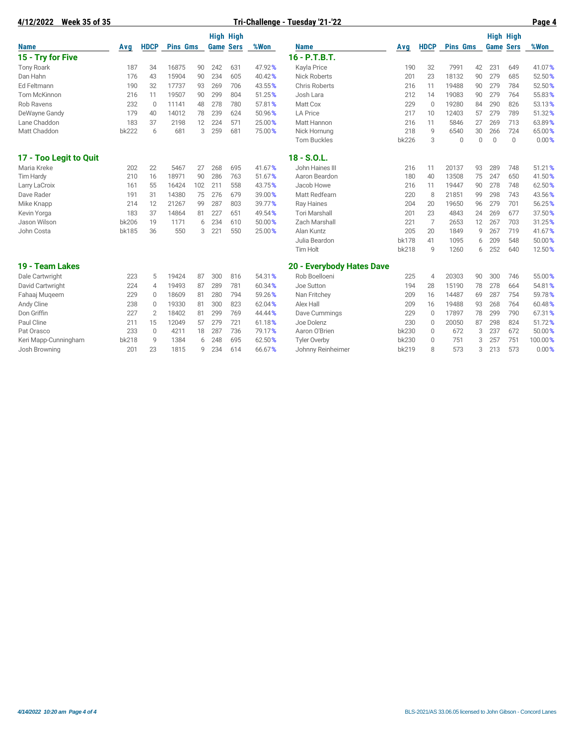## 15 - Try for Five

| Name | Avg | HDCP | Pins | Gms | High Game | High Sers | %Won |
|---|---|---|---|---|---|---|---|
| Tony Roark | 187 | 34 | 16875 | 90 | 242 | 631 | 47.92% |
| Dan Hahn | 176 | 43 | 15904 | 90 | 234 | 605 | 40.42% |
| Ed Feltmann | 190 | 32 | 17737 | 93 | 269 | 706 | 43.55% |
| Tom McKinnon | 216 | 11 | 19507 | 90 | 299 | 804 | 51.25% |
| Rob Ravens | 232 | 0 | 11141 | 48 | 278 | 780 | 57.81% |
| DeWayne Gandy | 179 | 40 | 14012 | 78 | 239 | 624 | 50.96% |
| Lane Chaddon | 183 | 37 | 2198 | 12 | 224 | 571 | 25.00% |
| Matt Chaddon | bk222 | 6 | 681 | 3 | 259 | 681 | 75.00% |

## 16 - P.T.B.T.

| Name | Avg | HDCP | Pins | Gms | High Game | High Sers | %Won |
|---|---|---|---|---|---|---|---|
| Kayla Price | 190 | 32 | 7991 | 42 | 231 | 649 | 41.07% |
| Nick Roberts | 201 | 23 | 18132 | 90 | 279 | 685 | 52.50% |
| Chris Roberts | 216 | 11 | 19488 | 90 | 279 | 784 | 52.50% |
| Josh Lara | 212 | 14 | 19083 | 90 | 279 | 764 | 55.83% |
| Matt Cox | 229 | 0 | 19280 | 84 | 290 | 826 | 53.13% |
| LA Price | 217 | 10 | 12403 | 57 | 279 | 789 | 51.32% |
| Matt Hannon | 216 | 11 | 5846 | 27 | 269 | 713 | 63.89% |
| Nick Hornung | 218 | 9 | 6540 | 30 | 266 | 724 | 65.00% |
| Tom Buckles | bk226 | 3 | 0 | 0 | 0 | 0 | 0.00% |

## 17 - Too Legit to Quit

| Name | Avg | HDCP | Pins | Gms | High Game | High Sers | %Won |
|---|---|---|---|---|---|---|---|
| Maria Kreke | 202 | 22 | 5467 | 27 | 268 | 695 | 41.67% |
| Tim Hardy | 210 | 16 | 18971 | 90 | 286 | 763 | 51.67% |
| Larry LaCroix | 161 | 55 | 16424 | 102 | 211 | 558 | 43.75% |
| Dave Rader | 191 | 31 | 14380 | 75 | 276 | 679 | 39.00% |
| Mike Knapp | 214 | 12 | 21267 | 99 | 287 | 803 | 39.77% |
| Kevin Yorga | 183 | 37 | 14864 | 81 | 227 | 651 | 49.54% |
| Jason Wilson | bk206 | 19 | 1171 | 6 | 234 | 610 | 50.00% |
| John Costa | bk185 | 36 | 550 | 3 | 221 | 550 | 25.00% |

## 18 - S.O.L.

| Name | Avg | HDCP | Pins | Gms | High Game | High Sers | %Won |
|---|---|---|---|---|---|---|---|
| John Haines III | 216 | 11 | 20137 | 93 | 289 | 748 | 51.21% |
| Aaron Beardon | 180 | 40 | 13508 | 75 | 247 | 650 | 41.50% |
| Jacob Howe | 216 | 11 | 19447 | 90 | 278 | 748 | 62.50% |
| Matt Redfearn | 220 | 8 | 21851 | 99 | 298 | 743 | 43.56% |
| Ray Haines | 204 | 20 | 19650 | 96 | 279 | 701 | 56.25% |
| Tori Marshall | 201 | 23 | 4843 | 24 | 269 | 677 | 37.50% |
| Zach Marshall | 221 | 7 | 2653 | 12 | 267 | 703 | 31.25% |
| Alan Kuntz | 205 | 20 | 1849 | 9 | 267 | 719 | 41.67% |
| Julia Beardon | bk178 | 41 | 1095 | 6 | 209 | 548 | 50.00% |
| Tim Holt | bk218 | 9 | 1260 | 6 | 252 | 640 | 12.50% |

## 19 - Team Lakes

| Name | Avg | HDCP | Pins | Gms | High Game | High Sers | %Won |
|---|---|---|---|---|---|---|---|
| Dale Cartwright | 223 | 5 | 19424 | 87 | 300 | 816 | 54.31% |
| David Cartwright | 224 | 4 | 19493 | 87 | 289 | 781 | 60.34% |
| Fahaaj Muqeem | 229 | 0 | 18609 | 81 | 280 | 794 | 59.26% |
| Andy Cline | 238 | 0 | 19330 | 81 | 300 | 823 | 62.04% |
| Don Griffin | 227 | 2 | 18402 | 81 | 299 | 769 | 44.44% |
| Paul Cline | 211 | 15 | 12049 | 57 | 279 | 721 | 61.18% |
| Pat Orasco | 233 | 0 | 4211 | 18 | 287 | 736 | 79.17% |
| Keri Mapp-Cunningham | bk218 | 9 | 1384 | 6 | 248 | 695 | 62.50% |
| Josh Browning | 201 | 23 | 1815 | 9 | 234 | 614 | 66.67% |

## 20 - Everybody Hates Dave

| Name | Avg | HDCP | Pins | Gms | High Game | High Sers | %Won |
|---|---|---|---|---|---|---|---|
| Rob Boelloeni | 225 | 4 | 20303 | 90 | 300 | 746 | 55.00% |
| Joe Sutton | 194 | 28 | 15190 | 78 | 278 | 664 | 54.81% |
| Nan Fritchey | 209 | 16 | 14487 | 69 | 287 | 754 | 59.78% |
| Alex Hall | 209 | 16 | 19488 | 93 | 268 | 764 | 60.48% |
| Dave Cummings | 229 | 0 | 17897 | 78 | 299 | 790 | 67.31% |
| Joe Dolenz | 230 | 0 | 20050 | 87 | 298 | 824 | 51.72% |
| Aaron O'Brien | bk230 | 0 | 672 | 3 | 237 | 672 | 50.00% |
| Tyler Overby | bk230 | 0 | 751 | 3 | 257 | 751 | 100.00% |
| Johnny Reinheimer | bk219 | 8 | 573 | 3 | 213 | 573 | 0.00% |